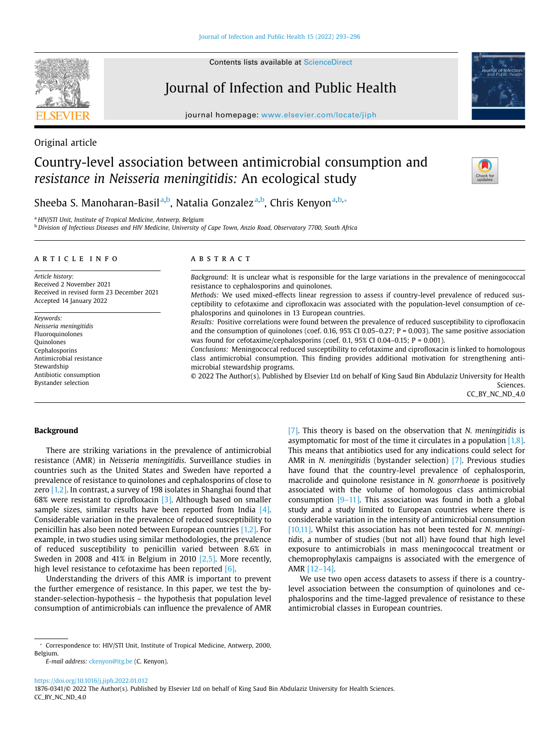Original article

# Country-level association between antimicrobial consumption and *resistance in Neisseria meningitidis:* An ecological study

Sheeba S. Manoharan-Basil[a,b], Natalia Gonzalez[a,b], Chris Kenyon[a,b,*]

[a] HIV/STI Unit, Institute of Tropical Medicine, Antwerp, Belgium
[b] Division of Infectious Diseases and HIV Medicine, University of Cape Town, Anzio Road, Observatory 7700, South Africa

## ARTICLE INFO

*Article history:*
Received 2 November 2021
Received in revised form 23 December 2021
Accepted 14 January 2022

*Keywords:*
*Neisseria meningitidis*
Fluoroquinolones
Quinolones
Cephalosporins
Antimicrobial resistance
Stewardship
Antibiotic consumption
Bystander selection

## ABSTRACT

*Background:* It is unclear what is responsible for the large variations in the prevalence of meningococcal resistance to cephalosporins and quinolones.

*Methods:* We used mixed-effects linear regression to assess if country-level prevalence of reduced susceptibility to cefotaxime and ciprofloxacin was associated with the population-level consumption of cephalosporins and quinolones in 13 European countries.

*Results:* Positive correlations were found between the prevalence of reduced susceptibility to ciprofloxacin and the consumption of quinolones (coef. 0.16, 95% CI 0.05–0.27; P = 0.003). The same positive association was found for cefotaxime/cephalosporins (coef. 0.1, 95% CI 0.04–0.15; P = 0.001).

*Conclusions:* Meningococcal reduced susceptibility to cefotaxime and ciprofloxacin is linked to homologous class antimicrobial consumption. This finding provides additional motivation for strengthening antimicrobial stewardship programs.

© 2022 The Author(s). Published by Elsevier Ltd on behalf of King Saud Bin Abdulaziz University for Health Sciences.
CC_BY_NC_ND_4.0

## Background

There are striking variations in the prevalence of antimicrobial resistance (AMR) in *Neisseria meningitidis*. Surveillance studies in countries such as the United States and Sweden have reported a prevalence of resistance to quinolones and cephalosporins of close to zero [1,2]. In contrast, a survey of 198 isolates in Shanghai found that 68% were resistant to ciprofloxacin [3]. Although based on smaller sample sizes, similar results have been reported from India [4]. Considerable variation in the prevalence of reduced susceptibility to penicillin has also been noted between European countries [1,2]. For example, in two studies using similar methodologies, the prevalence of reduced susceptibility to penicillin varied between 8.6% in Sweden in 2008 and 41% in Belgium in 2010 [2,5]. More recently, high level resistance to cefotaxime has been reported [6].

Understanding the drivers of this AMR is important to prevent the further emergence of resistance. In this paper, we test the bystander-selection-hypothesis – the hypothesis that population level consumption of antimicrobials can influence the prevalence of AMR [7]. This theory is based on the observation that *N. meningitidis* is asymptomatic for most of the time it circulates in a population [1,8]. This means that antibiotics used for any indications could select for AMR in *N. meningitidis* (bystander selection) [7]. Previous studies have found that the country-level prevalence of cephalosporin, macrolide and quinolone resistance in *N. gonorrhoeae* is positively associated with the volume of homologous class antimicrobial consumption [9–11]. This association was found in both a global study and a study limited to European countries where there is considerable variation in the intensity of antimicrobial consumption [10,11]. Whilst this association has not been tested for *N. meningitidis*, a number of studies (but not all) have found that high level exposure to antimicrobials in mass meningococcal treatment or chemoprophylaxis campaigns is associated with the emergence of AMR [12–14].

We use two open access datasets to assess if there is a country-level association between the consumption of quinolones and cephalosporins and the time-lagged prevalence of resistance to these antimicrobial classes in European countries.

* Correspondence to: HIV/STI Unit, Institute of Tropical Medicine, Antwerp, 2000, Belgium.
*E-mail address:* ckenyon@itg.be (C. Kenyon).

https://doi.org/10.1016/j.jiph.2022.01.012
1876-0341/© 2022 The Author(s). Published by Elsevier Ltd on behalf of King Saud Bin Abdulaziz University for Health Sciences.
CC_BY_NC_ND_4.0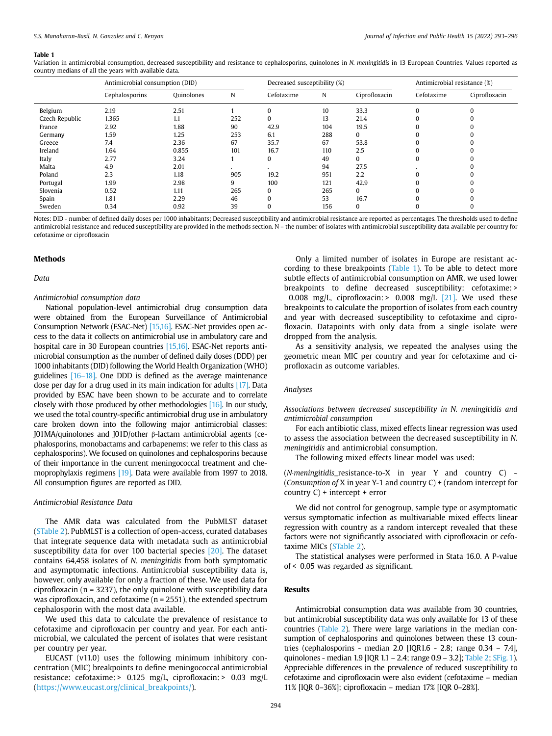**Table 1**
Variation in antimicrobial consumption, decreased susceptibility and resistance to cephalosporins, quinolones in *N. meningitidis* in 13 European Countries. Values reported as country medians of all the years with available data.

| | Antimicrobial consumption (DID) | | Decreased susceptibility (%) | | | | Antimicrobial resistance (%) | |
|---|---|---|---|---|---|---|---|---|
| | Cephalosporins | Quinolones | N | Cefotaxime | N | Ciprofloxacin | Cefotaxime | Ciprofloxacin |
| Belgium | 2.19 | 2.51 | 1 | 0 | 10 | 33.3 | 0 | 0 |
| Czech Republic | 1.365 | 1.1 | 252 | 0 | 13 | 21.4 | 0 | 0 |
| France | 2.92 | 1.88 | 90 | 42.9 | 104 | 19.5 | 0 | 0 |
| Germany | 1.59 | 1.25 | 253 | 6.1 | 288 | 0 | 0 | 0 |
| Greece | 7.4 | 2.36 | 67 | 35.7 | 67 | 53.8 | 0 | 0 |
| Ireland | 1.64 | 0.855 | 101 | 16.7 | 110 | 2.5 | 0 | 0 |
| Italy | 2.77 | 3.24 | 1 | 0 | 49 | 0 | 0 | 0 |
| Malta | 4.9 | 2.01 | . | . | 94 | 27.5 | . | 0 |
| Poland | 2.3 | 1.18 | 905 | 19.2 | 951 | 2.2 | 0 | 0 |
| Portugal | 1.99 | 2.98 | 9 | 100 | 121 | 42.9 | 0 | 0 |
| Slovenia | 0.52 | 1.11 | 265 | 0 | 265 | 0 | 0 | 0 |
| Spain | 1.81 | 2.29 | 46 | 0 | 53 | 16.7 | 0 | 0 |
| Sweden | 0.34 | 0.92 | 39 | 0 | 156 | 0 | 0 | 0 |

Notes: DID - number of defined daily doses per 1000 inhabitants; Decreased susceptibility and antimicrobial resistance are reported as percentages. The thresholds used to define antimicrobial resistance and reduced susceptibility are provided in the methods section. N – the number of isolates with antimicrobial susceptibility data available per country for cefotaxime or ciprofloxacin

## Methods

### Data

#### *Antimicrobial consumption data*

National population-level antimicrobial drug consumption data were obtained from the European Surveillance of Antimicrobial Consumption Network (ESAC-Net) [15,16]. ESAC-Net provides open access to the data it collects on antimicrobial use in ambulatory care and hospital care in 30 European countries [15,16]. ESAC-Net reports antimicrobial consumption as the number of defined daily doses (DDD) per 1000 inhabitants (DID) following the World Health Organization (WHO) guidelines [16–18]. One DDD is defined as the average maintenance dose per day for a drug used in its main indication for adults [17]. Data provided by ESAC have been shown to be accurate and to correlate closely with those produced by other methodologies [16]. In our study, we used the total country-specific antimicrobial drug use in ambulatory care broken down into the following major antimicrobial classes: J01MA/quinolones and J01D/other β-lactam antimicrobial agents (cephalosporins, monobactams and carbapenems; we refer to this class as cephalosporins). We focused on quinolones and cephalosporins because of their importance in the current meningococcal treatment and chemoprophylaxis regimens [19]. Data were available from 1997 to 2018. All consumption figures are reported as DID.

#### *Antimicrobial Resistance Data*

The AMR data was calculated from the PubMLST dataset (STable 2). PubMLST is a collection of open-access, curated databases that integrate sequence data with metadata such as antimicrobial susceptibility data for over 100 bacterial species [20]. The dataset contains 64,458 isolates of *N. meningitidis* from both symptomatic and asymptomatic infections. Antimicrobial susceptibility data is, however, only available for only a fraction of these. We used data for ciprofloxacin (n = 3237), the only quinolone with susceptibility data was ciprofloxacin, and cefotaxime (n = 2551), the extended spectrum cephalosporin with the most data available.

We used this data to calculate the prevalence of resistance to cefotaxime and ciprofloxacin per country and year. For each antimicrobial, we calculated the percent of isolates that were resistant per country per year.

EUCAST (v11.0) uses the following minimum inhibitory concentration (MIC) breakpoints to define meningococcal antimicrobial resistance: cefotaxime: > 0.125 mg/L, ciprofloxacin: > 0.03 mg/L (https://www.eucast.org/clinical_breakpoints/).

Only a limited number of isolates in Europe are resistant according to these breakpoints (Table 1). To be able to detect more subtle effects of antimicrobial consumption on AMR, we used lower breakpoints to define decreased susceptibility: cefotaxime: > 0.008 mg/L, ciprofloxacin: > 0.008 mg/L [21]. We used these breakpoints to calculate the proportion of isolates from each country and year with decreased susceptibility to cefotaxime and ciprofloxacin. Datapoints with only data from a single isolate were dropped from the analysis.

As a sensitivity analysis, we repeated the analyses using the geometric mean MIC per country and year for cefotaxime and ciprofloxacin as outcome variables.

### Analyses

#### *Associations between decreased susceptibility in N. meningitidis and antimicrobial consumption*

For each antibiotic class, mixed effects linear regression was used to assess the association between the decreased susceptibility in *N. meningitidis* and antimicrobial consumption.

The following mixed effects linear model was used:

(*N.meningitidis*_resistance-to-X in year Y and country C) ~ (*Consumption of* X in year Y-1 and country C) + (random intercept for country C) + intercept + error

We did not control for genogroup, sample type or asymptomatic versus symptomatic infection as multivariable mixed effects linear regression with country as a random intercept revealed that these factors were not significantly associated with ciprofloxacin or cefotaxime MICs (STable 2).

The statistical analyses were performed in Stata 16.0. A P-value of < 0.05 was regarded as significant.

## Results

Antimicrobial consumption data was available from 30 countries, but antimicrobial susceptibility data was only available for 13 of these countries (Table 2). There were large variations in the median consumption of cephalosporins and quinolones between these 13 countries (cephalosporins - median 2.0 [IQR1.6 - 2.8; range 0.34 – 7.4], quinolones - median 1.9 [IQR 1.1 – 2.4; range 0.9 – 3.2]; Table 2; SFig. 1). Appreciable differences in the prevalence of reduced susceptibility to cefotaxime and ciprofloxacin were also evident (cefotaxime – median 11% [IQR 0–36%]; ciprofloxacin – median 17% [IQR 0–28%].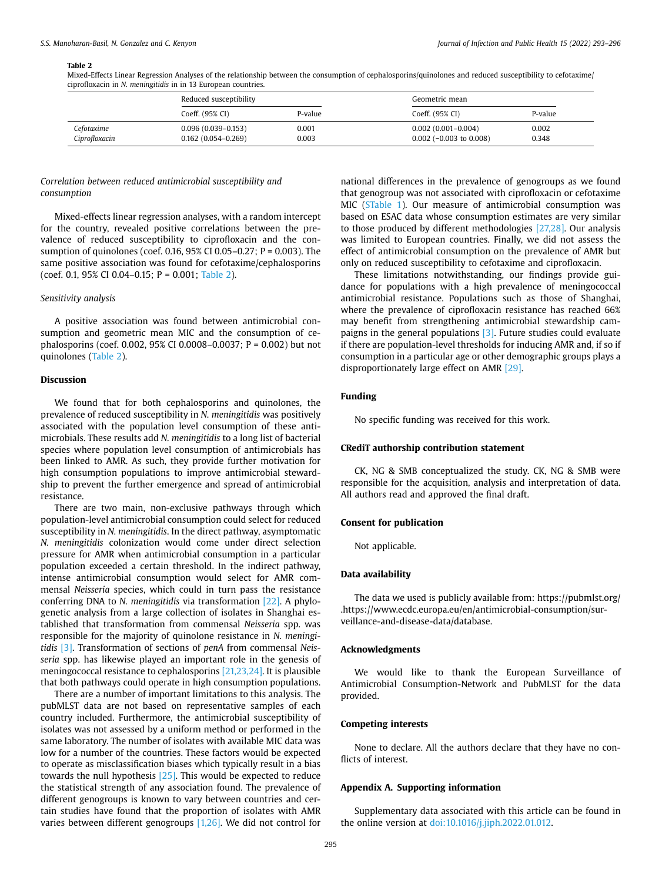**Table 2**
Mixed-Effects Linear Regression Analyses of the relationship between the consumption of cephalosporins/quinolones and reduced susceptibility to cefotaxime/ciprofloxacin in *N. meningitidis* in in 13 European countries.

| | Reduced susceptibility | | Geometric mean | |
|---|---|---|---|---|
| | Coeff. (95% CI) | P-value | Coeff. (95% CI) | P-value |
| *Cefotaxime* | 0.096 (0.039–0.153) | 0.001 | 0.002 (0.001–0.004) | 0.002 |
| *Ciprofloxacin* | 0.162 (0.054–0.269) | 0.003 | 0.002 (−0.003 to 0.008) | 0.348 |

### *Correlation between reduced antimicrobial susceptibility and consumption*

Mixed-effects linear regression analyses, with a random intercept for the country, revealed positive correlations between the prevalence of reduced susceptibility to ciprofloxacin and the consumption of quinolones (coef. 0.16, 95% CI 0.05–0.27; P = 0.003). The same positive association was found for cefotaxime/cephalosporins (coef. 0.1, 95% CI 0.04–0.15; P = 0.001; Table 2).

### *Sensitivity analysis*

A positive association was found between antimicrobial consumption and geometric mean MIC and the consumption of cephalosporins (coef. 0.002, 95% CI 0.0008–0.0037; P = 0.002) but not quinolones (Table 2).

## Discussion

We found that for both cephalosporins and quinolones, the prevalence of reduced susceptibility in *N. meningitidis* was positively associated with the population level consumption of these antimicrobials. These results add *N. meningitidis* to a long list of bacterial species where population level consumption of antimicrobials has been linked to AMR. As such, they provide further motivation for high consumption populations to improve antimicrobial stewardship to prevent the further emergence and spread of antimicrobial resistance.

There are two main, non-exclusive pathways through which population-level antimicrobial consumption could select for reduced susceptibility in *N. meningitidis*. In the direct pathway, asymptomatic *N. meningitidis* colonization would come under direct selection pressure for AMR when antimicrobial consumption in a particular population exceeded a certain threshold. In the indirect pathway, intense antimicrobial consumption would select for AMR commensal *Neisseria* species, which could in turn pass the resistance conferring DNA to *N. meningitidis* via transformation [22]. A phylogenetic analysis from a large collection of isolates in Shanghai established that transformation from commensal *Neisseria* spp. was responsible for the majority of quinolone resistance in *N. meningitidis* [3]. Transformation of sections of *penA* from commensal *Neisseria* spp. has likewise played an important role in the genesis of meningococcal resistance to cephalosporins [21,23,24]. It is plausible that both pathways could operate in high consumption populations.

There are a number of important limitations to this analysis. The pubMLST data are not based on representative samples of each country included. Furthermore, the antimicrobial susceptibility of isolates was not assessed by a uniform method or performed in the same laboratory. The number of isolates with available MIC data was low for a number of the countries. These factors would be expected to operate as misclassification biases which typically result in a bias towards the null hypothesis [25]. This would be expected to reduce the statistical strength of any association found. The prevalence of different genogroups is known to vary between countries and certain studies have found that the proportion of isolates with AMR varies between different genogroups [1,26]. We did not control for national differences in the prevalence of genogroups as we found that genogroup was not associated with ciprofloxacin or cefotaxime MIC (STable 1). Our measure of antimicrobial consumption was based on ESAC data whose consumption estimates are very similar to those produced by different methodologies [27,28]. Our analysis was limited to European countries. Finally, we did not assess the effect of antimicrobial consumption on the prevalence of AMR but only on reduced susceptibility to cefotaxime and ciprofloxacin.

These limitations notwithstanding, our findings provide guidance for populations with a high prevalence of meningococcal antimicrobial resistance. Populations such as those of Shanghai, where the prevalence of ciprofloxacin resistance has reached 66% may benefit from strengthening antimicrobial stewardship campaigns in the general populations [3]. Future studies could evaluate if there are population-level thresholds for inducing AMR and, if so if consumption in a particular age or other demographic groups plays a disproportionately large effect on AMR [29].

## Funding

No specific funding was received for this work.

## CRediT authorship contribution statement

CK, NG & SMB conceptualized the study. CK, NG & SMB were responsible for the acquisition, analysis and interpretation of data. All authors read and approved the final draft.

## Consent for publication

Not applicable.

## Data availability

The data we used is publicly available from: https://pubmlst.org/ .https://www.ecdc.europa.eu/en/antimicrobial-consumption/surveillance-and-disease-data/database.

## Acknowledgments

We would like to thank the European Surveillance of Antimicrobial Consumption-Network and PubMLST for the data provided.

## Competing interests

None to declare. All the authors declare that they have no conflicts of interest.

## Appendix A. Supporting information

Supplementary data associated with this article can be found in the online version at doi:10.1016/j.jiph.2022.01.012.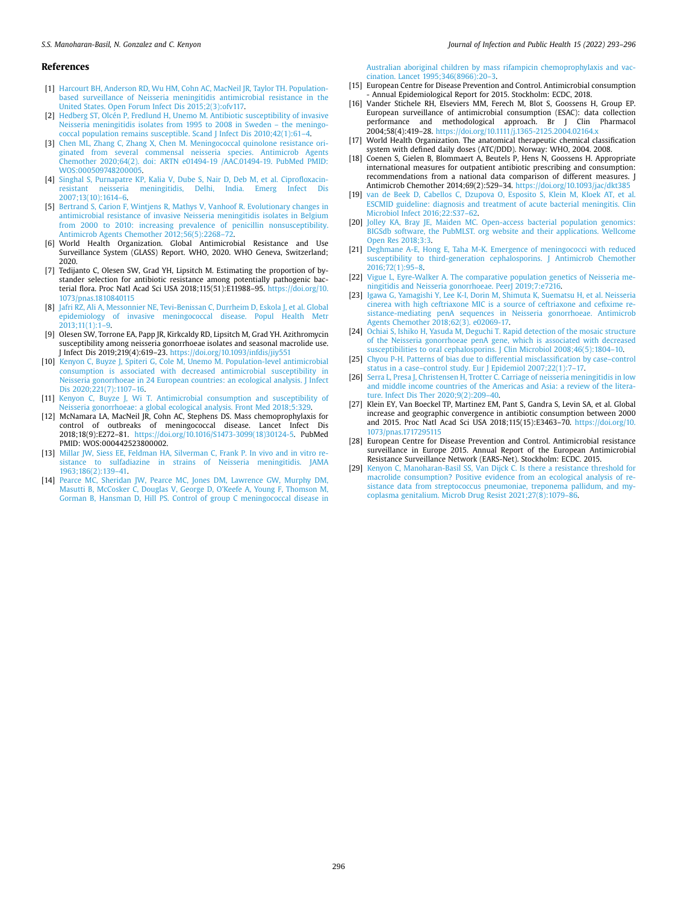## References

[1] Harcourt BH, Anderson RD, Wu HM, Cohn AC, MacNeil JR, Taylor TH. Population-based surveillance of Neisseria meningitidis antimicrobial resistance in the United States. Open Forum Infect Dis 2015;2(3):ofv117.

[2] Hedberg ST, Olcén P, Fredlund H, Unemo M. Antibiotic susceptibility of invasive Neisseria meningitidis isolates from 1995 to 2008 in Sweden – the meningococcal population remains susceptible. Scand J Infect Dis 2010;42(1):61–4.

[3] Chen ML, Zhang C, Zhang X, Chen M. Meningococcal quinolone resistance originated from several commensal neisseria species. Antimicrob Agents Chemother 2020;64(2). doi: ARTN e01494-19 /AAC.01494-19. PubMed PMID: WOS:000509748200005.

[4] Singhal S, Purnapatre KP, Kalia V, Dube S, Nair D, Deb M, et al. Ciprofloxacin-resistant neisseria meningitidis, Delhi, India. Emerg Infect Dis 2007;13(10):1614–6.

[5] Bertrand S, Carion F, Wintjens R, Mathys V, Vanhoof R. Evolutionary changes in antimicrobial resistance of invasive Neisseria meningitidis isolates in Belgium from 2000 to 2010: increasing prevalence of penicillin nonsusceptibility. Antimicrob Agents Chemother 2012;56(5):2268–72.

[6] World Health Organization. Global Antimicrobial Resistance and Use Surveillance System (GLASS) Report. WHO, 2020. WHO Geneva, Switzerland; 2020.

[7] Tedijanto C, Olesen SW, Grad YH, Lipsitch M. Estimating the proportion of bystander selection for antibiotic resistance among potentially pathogenic bacterial flora. Proc Natl Acad Sci USA 2018;115(51):E11988–95. https://doi.org/10.1073/pnas.1810840115

[8] Jafri RZ, Ali A, Messonnier NE, Tevi-Benissan C, Durrheim D, Eskola J, et al. Global epidemiology of invasive meningococcal disease. Popul Health Metr 2013;11(1):1–9.

[9] Olesen SW, Torrone EA, Papp JR, Kirkcaldy RD, Lipsitch M, Grad YH. Azithromycin susceptibility among neisseria gonorrhoeae isolates and seasonal macrolide use. J Infect Dis 2019;219(4):619–23. https://doi.org/10.1093/infdis/jiy551

[10] Kenyon C, Buyze J, Spiteri G, Cole M, Unemo M. Population-level antimicrobial consumption is associated with decreased antimicrobial susceptibility in Neisseria gonorrhoeae in 24 European countries: an ecological analysis. J Infect Dis 2020;221(7):1107–16.

[11] Kenyon C, Buyze J, Wi T. Antimicrobial consumption and susceptibility of Neisseria gonorrhoeae: a global ecological analysis. Front Med 2018;5:329.

[12] McNamara LA, MacNeil JR, Cohn AC, Stephens DS. Mass chemoprophylaxis for control of outbreaks of meningococcal disease. Lancet Infect Dis 2018;18(9):E272–81. https://doi.org/10.1016/S1473-3099(18)30124-5. PubMed PMID: WOS:000442523800002.

[13] Millar JW, Siess EE, Feldman HA, Silverman C, Frank P. In vivo and in vitro resistance to sulfadiazine in strains of Neisseria meningitidis. JAMA 1963;186(2):139–41.

[14] Pearce MC, Sheridan JW, Pearce MC, Jones DM, Lawrence GW, Murphy DM, Masutti B, McCosker C, Douglas V, George D, O'Keefe A, Young F, Thomson M, Gorman B, Hansman D, Hill PS. Control of group C meningococcal disease in Australian aboriginal children by mass rifampicin chemoprophylaxis and vaccination. Lancet 1995;346(8966):20–3.

[15] European Centre for Disease Prevention and Control. Antimicrobial consumption - Annual Epidemiological Report for 2015. Stockholm: ECDC, 2018.

[16] Vander Stichele RH, Elseviers MM, Ferech M, Blot S, Goossens H, Group EP. European surveillance of antimicrobial consumption (ESAC): data collection performance and methodological approach. Br J Clin Pharmacol 2004;58(4):419–28. https://doi.org/10.1111/j.1365-2125.2004.02164.x

[17] World Health Organization. The anatomical therapeutic chemical classification system with defined daily doses (ATC/DDD). Norway: WHO, 2004. 2008.

[18] Coenen S, Gielen B, Blommaert A, Beutels P, Hens N, Goossens H. Appropriate international measures for outpatient antibiotic prescribing and consumption: recommendations from a national data comparison of different measures. J Antimicrob Chemother 2014;69(2):529–34. https://doi.org/10.1093/jac/dkt385

[19] van de Beek D, Cabellos C, Dzupova O, Esposito S, Klein M, Kloek AT, et al. ESCMID guideline: diagnosis and treatment of acute bacterial meningitis. Clin Microbiol Infect 2016;22:S37–62.

[20] Jolley KA, Bray JE, Maiden MC. Open-access bacterial population genomics: BIGSdb software, the PubMLST. org website and their applications. Wellcome Open Res 2018;3:3.

[21] Deghmane A-E, Hong E, Taha M-K. Emergence of meningococci with reduced susceptibility to third-generation cephalosporins. J Antimicrob Chemother 2016;72(1):95–8.

[22] Vigue L, Eyre-Walker A. The comparative population genetics of Neisseria meningitidis and Neisseria gonorrhoeae. PeerJ 2019;7:e7216.

[23] Igawa G, Yamagishi Y, Lee K-I, Dorin M, Shimuta K, Suematsu H, et al. Neisseria cinerea with high ceftriaxone MIC is a source of ceftriaxone and cefixime resistance-mediating penA sequences in Neisseria gonorrhoeae. Antimicrob Agents Chemother 2018;62(3). e02069-17.

[24] Ochiai S, Ishiko H, Yasuda M, Deguchi T. Rapid detection of the mosaic structure of the Neisseria gonorrhoeae penA gene, which is associated with decreased susceptibilities to oral cephalosporins. J Clin Microbiol 2008;46(5):1804–10.

[25] Chyou P-H. Patterns of bias due to differential misclassification by case–control status in a case–control study. Eur J Epidemiol 2007;22(1):7–17.

[26] Serra L, Presa J, Christensen H, Trotter C. Carriage of neisseria meningitidis in low and middle income countries of the Americas and Asia: a review of the literature. Infect Dis Ther 2020;9(2):209–40.

[27] Klein EY, Van Boeckel TP, Martinez EM, Pant S, Gandra S, Levin SA, et al. Global increase and geographic convergence in antibiotic consumption between 2000 and 2015. Proc Natl Acad Sci USA 2018;115(15):E3463–70. https://doi.org/10.1073/pnas.1717295115

[28] European Centre for Disease Prevention and Control. Antimicrobial resistance surveillance in Europe 2015. Annual Report of the European Antimicrobial Resistance Surveillance Network (EARS-Net). Stockholm: ECDC. 2015.

[29] Kenyon C, Manoharan-Basil SS, Van Dijck C. Is there a resistance threshold for macrolide consumption? Positive evidence from an ecological analysis of resistance data from streptococcus pneumoniae, treponema pallidum, and mycoplasma genitalium. Microb Drug Resist 2021;27(8):1079–86.